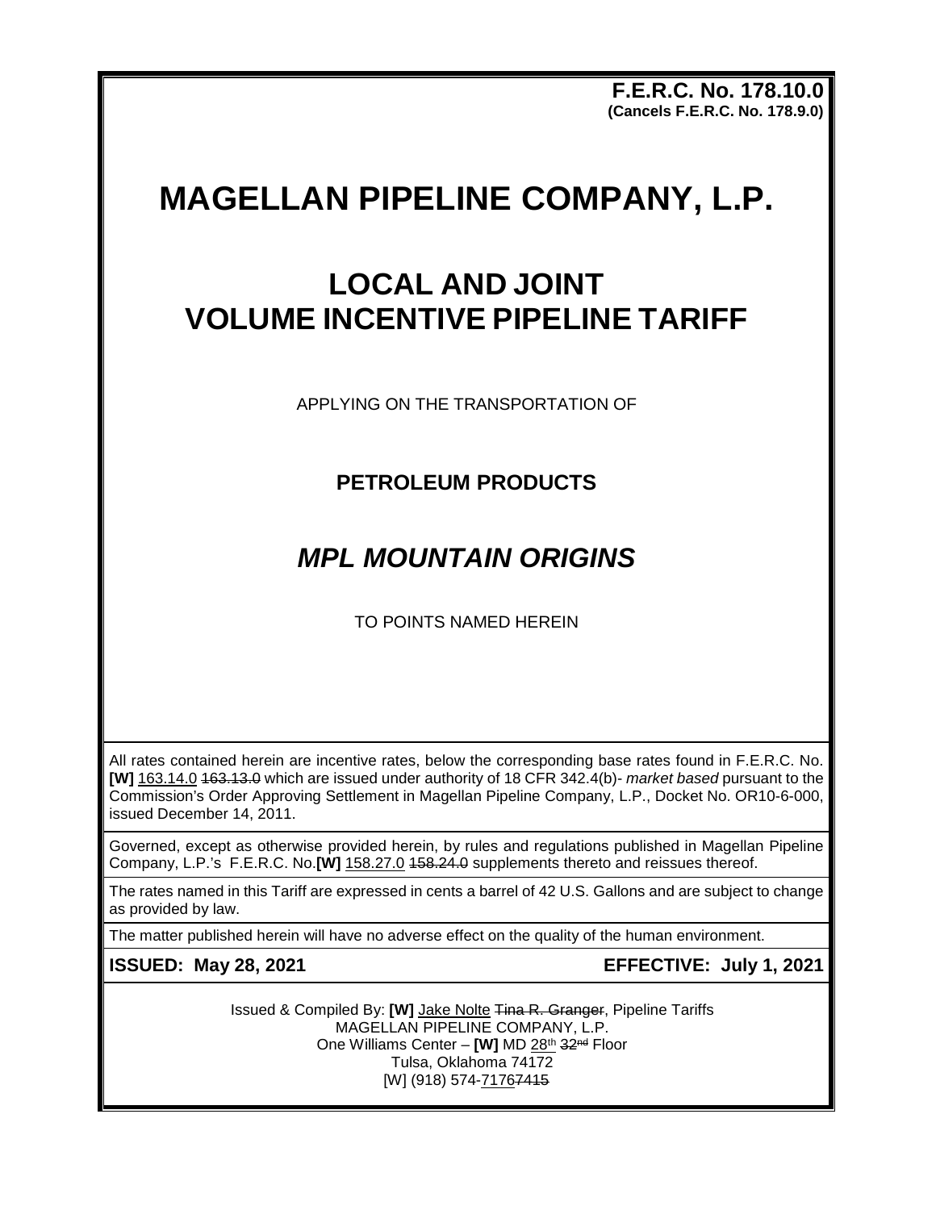**F.E.R.C. No. 178.10.0**
**(Cancels F.E.R.C. No. 178.9.0)**

# MAGELLAN PIPELINE COMPANY, L.P.

## LOCAL AND JOINT VOLUME INCENTIVE PIPELINE TARIFF

APPLYING ON THE TRANSPORTATION OF

### PETROLEUM PRODUCTS

## *MPL MOUNTAIN ORIGINS*

TO POINTS NAMED HEREIN

All rates contained herein are incentive rates, below the corresponding base rates found in F.E.R.C. No. **[W]** 163.14.0 ~~163.13.0~~ which are issued under authority of 18 CFR 342.4(b)- *market based* pursuant to the Commission's Order Approving Settlement in Magellan Pipeline Company, L.P., Docket No. OR10-6-000, issued December 14, 2011.

Governed, except as otherwise provided herein, by rules and regulations published in Magellan Pipeline Company, L.P.'s F.E.R.C. No.**[W]** 158.27.0 ~~158.24.0~~ supplements thereto and reissues thereof.

The rates named in this Tariff are expressed in cents a barrel of 42 U.S. Gallons and are subject to change as provided by law.

The matter published herein will have no adverse effect on the quality of the human environment.

**ISSUED: May 28, 2021** **EFFECTIVE: July 1, 2021**

Issued & Compiled By: **[W]** Jake Nolte ~~Tina R. Granger~~, Pipeline Tariffs
MAGELLAN PIPELINE COMPANY, L.P.
One Williams Center – **[W]** MD 28th ~~32nd~~ Floor
Tulsa, Oklahoma 74172
[W] (918) 574-7176 ~~7415~~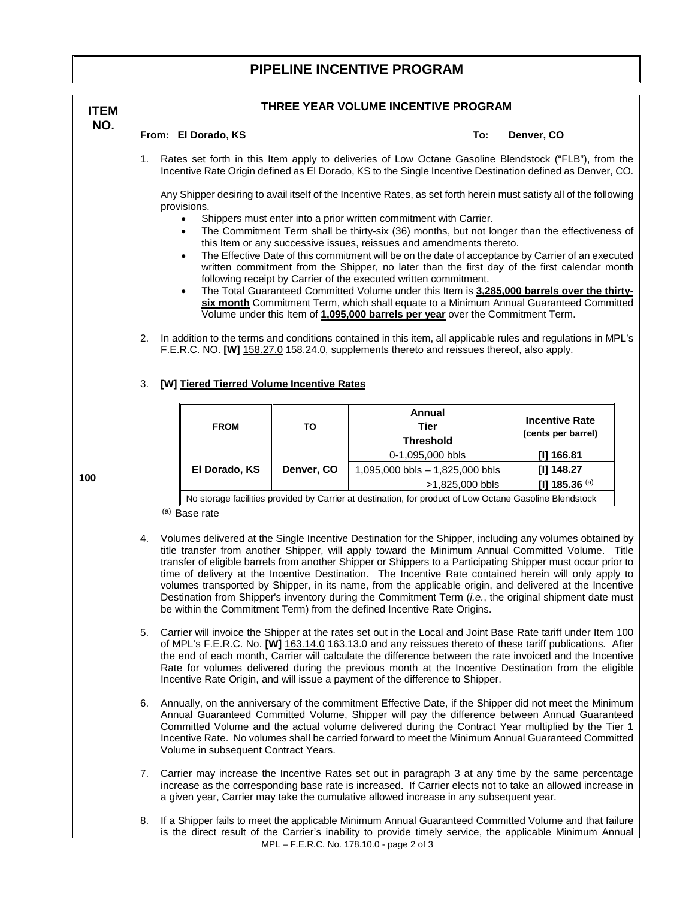# PIPELINE INCENTIVE PROGRAM

| ITEM NO. | THREE YEAR VOLUME INCENTIVE PROGRAM |
|---|---|
| | **From: El Dorado, KS** **To: Denver, CO** |

**100**

1. Rates set forth in this Item apply to deliveries of Low Octane Gasoline Blendstock ("FLB"), from the Incentive Rate Origin defined as El Dorado, KS to the Single Incentive Destination defined as Denver, CO.

   Any Shipper desiring to avail itself of the Incentive Rates, as set forth herein must satisfy all of the following provisions.
   - Shippers must enter into a prior written commitment with Carrier.
   - The Commitment Term shall be thirty-six (36) months, but not longer than the effectiveness of this Item or any successive issues, reissues and amendments thereto.
   - The Effective Date of this commitment will be on the date of acceptance by Carrier of an executed written commitment from the Shipper, no later than the first day of the first calendar month following receipt by Carrier of the executed written commitment.
   - The Total Guaranteed Committed Volume under this Item is **3,285,000 barrels over the thirty-six month** Commitment Term, which shall equate to a Minimum Annual Guaranteed Committed Volume under this Item of **1,095,000 barrels per year** over the Commitment Term.

2. In addition to the terms and conditions contained in this item, all applicable rules and regulations in MPL's F.E.R.C. NO. **[W]** 158.27.0 ~~158.24.0~~, supplements thereto and reissues thereof, also apply.

3. **[W] Tiered ~~Tierred~~ Volume Incentive Rates**

| FROM | TO | Annual Tier Threshold | Incentive Rate (cents per barrel) |
|---|---|---|---|
| El Dorado, KS | Denver, CO | 0-1,095,000 bbls | [I] 166.81 |
| | | 1,095,000 bbls – 1,825,000 bbls | [I] 148.27 |
| | | >1,825,000 bbls | [I] 185.36 [(a)] |
| No storage facilities provided by Carrier at destination, for product of Low Octane Gasoline Blendstock | | | |

[(a)] Base rate

4. Volumes delivered at the Single Incentive Destination for the Shipper, including any volumes obtained by title transfer from another Shipper, will apply toward the Minimum Annual Committed Volume. Title transfer of eligible barrels from another Shipper or Shippers to a Participating Shipper must occur prior to time of delivery at the Incentive Destination. The Incentive Rate contained herein will only apply to volumes transported by Shipper, in its name, from the applicable origin, and delivered at the Incentive Destination from Shipper's inventory during the Commitment Term (*i.e.*, the original shipment date must be within the Commitment Term) from the defined Incentive Rate Origins.

5. Carrier will invoice the Shipper at the rates set out in the Local and Joint Base Rate tariff under Item 100 of MPL's F.E.R.C. No. **[W]** 163.14.0 ~~163.13.0~~ and any reissues thereto of these tariff publications. After the end of each month, Carrier will calculate the difference between the rate invoiced and the Incentive Rate for volumes delivered during the previous month at the Incentive Destination from the eligible Incentive Rate Origin, and will issue a payment of the difference to Shipper.

6. Annually, on the anniversary of the commitment Effective Date, if the Shipper did not meet the Minimum Annual Guaranteed Committed Volume, Shipper will pay the difference between Annual Guaranteed Committed Volume and the actual volume delivered during the Contract Year multiplied by the Tier 1 Incentive Rate. No volumes shall be carried forward to meet the Minimum Annual Guaranteed Committed Volume in subsequent Contract Years.

7. Carrier may increase the Incentive Rates set out in paragraph 3 at any time by the same percentage increase as the corresponding base rate is increased. If Carrier elects not to take an allowed increase in a given year, Carrier may take the cumulative allowed increase in any subsequent year.

8. If a Shipper fails to meet the applicable Minimum Annual Guaranteed Committed Volume and that failure is the direct result of the Carrier's inability to provide timely service, the applicable Minimum Annual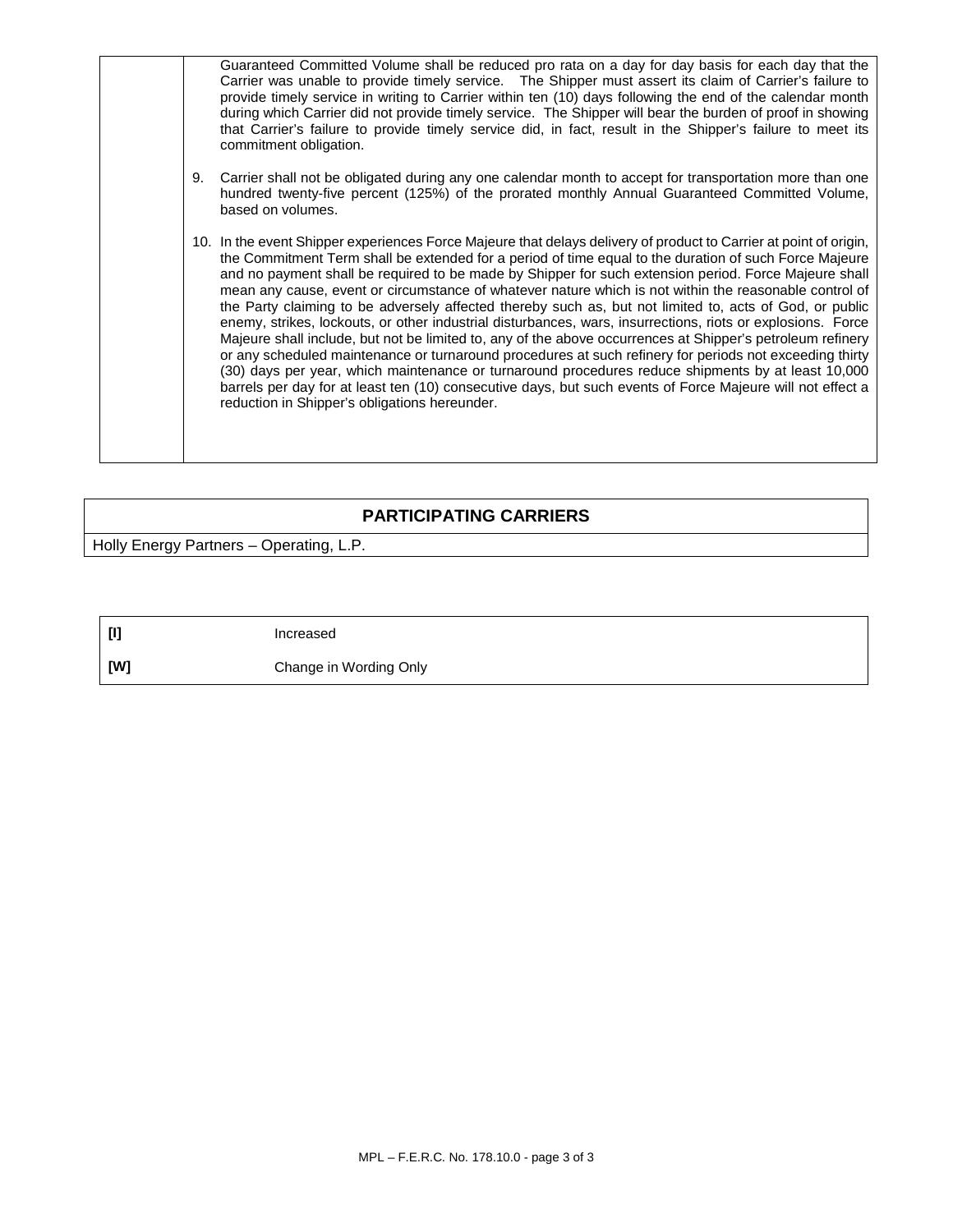|  |  |
| --- | --- |
|  | Guaranteed Committed Volume shall be reduced pro rata on a day for day basis for each day that the Carrier was unable to provide timely service. The Shipper must assert its claim of Carrier's failure to provide timely service in writing to Carrier within ten (10) days following the end of the calendar month during which Carrier did not provide timely service. The Shipper will bear the burden of proof in showing that Carrier's failure to provide timely service did, in fact, result in the Shipper's failure to meet its commitment obligation.<br><br>9. Carrier shall not be obligated during any one calendar month to accept for transportation more than one hundred twenty-five percent (125%) of the prorated monthly Annual Guaranteed Committed Volume, based on volumes.<br><br>10. In the event Shipper experiences Force Majeure that delays delivery of product to Carrier at point of origin, the Commitment Term shall be extended for a period of time equal to the duration of such Force Majeure and no payment shall be required to be made by Shipper for such extension period. Force Majeure shall mean any cause, event or circumstance of whatever nature which is not within the reasonable control of the Party claiming to be adversely affected thereby such as, but not limited to, acts of God, or public enemy, strikes, lockouts, or other industrial disturbances, wars, insurrections, riots or explosions. Force Majeure shall include, but not be limited to, any of the above occurrences at Shipper's petroleum refinery or any scheduled maintenance or turnaround procedures at such refinery for periods not exceeding thirty (30) days per year, which maintenance or turnaround procedures reduce shipments by at least 10,000 barrels per day for at least ten (10) consecutive days, but such events of Force Majeure will not effect a reduction in Shipper's obligations hereunder. |

| PARTICIPATING CARRIERS |
| --- |
| Holly Energy Partners – Operating, L.P. |

|  |  |
| --- | --- |
| **[I]** | Increased |
| **[W]** | Change in Wording Only |

MPL – F.E.R.C. No. 178.10.0 - page 3 of 3